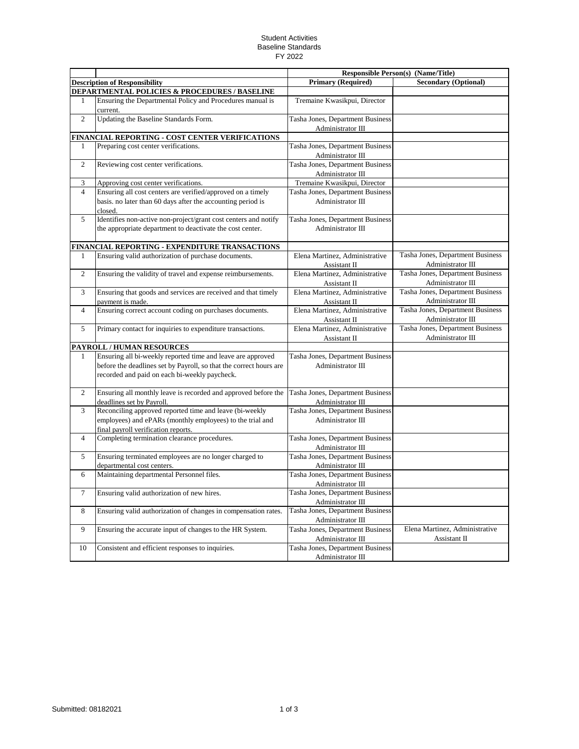Student Activities
Baseline Standards
FY 2022

| | | Responsible Person(s) (Name/Title) | |
|---|---|---|---|
| **Description of Responsibility** | | **Primary (Required)** | **Secondary (Optional)** |
| **DEPARTMENTAL POLICIES & PROCEDURES / BASELINE** | | | |
| 1 | Ensuring the Departmental Policy and Procedures manual is current. | Tremaine Kwasikpui, Director | |
| 2 | Updating the Baseline Standards Form. | Tasha Jones, Department Business Administrator III | |
| **FINANCIAL REPORTING - COST CENTER VERIFICATIONS** | | | |
| 1 | Preparing cost center verifications. | Tasha Jones, Department Business Administrator III | |
| 2 | Reviewing cost center verifications. | Tasha Jones, Department Business Administrator III | |
| 3 | Approving cost center verifications. | Tremaine Kwasikpui, Director | |
| 4 | Ensuring all cost centers are verified/approved on a timely basis. no later than 60 days after the accounting period is closed. | Tasha Jones, Department Business Administrator III | |
| 5 | Identifies non-active non-project/grant cost centers and notify the appropriate department to deactivate the cost center. | Tasha Jones, Department Business Administrator III | |
| **FINANCIAL REPORTING - EXPENDITURE TRANSACTIONS** | | | |
| 1 | Ensuring valid authorization of purchase documents. | Elena Martinez, Administrative Assistant II | Tasha Jones, Department Business Administrator III |
| 2 | Ensuring the validity of travel and expense reimbursements. | Elena Martinez, Administrative Assistant II | Tasha Jones, Department Business Administrator III |
| 3 | Ensuring that goods and services are received and that timely payment is made. | Elena Martinez, Administrative Assistant II | Tasha Jones, Department Business Administrator III |
| 4 | Ensuring correct account coding on purchases documents. | Elena Martinez, Administrative Assistant II | Tasha Jones, Department Business Administrator III |
| 5 | Primary contact for inquiries to expenditure transactions. | Elena Martinez, Administrative Assistant II | Tasha Jones, Department Business Administrator III |
| **PAYROLL / HUMAN RESOURCES** | | | |
| 1 | Ensuring all bi-weekly reported time and leave are approved before the deadlines set by Payroll, so that the correct hours are recorded and paid on each bi-weekly paycheck. | Tasha Jones, Department Business Administrator III | |
| 2 | Ensuring all monthly leave is recorded and approved before the deadlines set by Payroll. | Tasha Jones, Department Business Administrator III | |
| 3 | Reconciling approved reported time and leave (bi-weekly employees) and ePARs (monthly employees) to the trial and final payroll verification reports. | Tasha Jones, Department Business Administrator III | |
| 4 | Completing termination clearance procedures. | Tasha Jones, Department Business Administrator III | |
| 5 | Ensuring terminated employees are no longer charged to departmental cost centers. | Tasha Jones, Department Business Administrator III | |
| 6 | Maintaining departmental Personnel files. | Tasha Jones, Department Business Administrator III | |
| 7 | Ensuring valid authorization of new hires. | Tasha Jones, Department Business Administrator III | |
| 8 | Ensuring valid authorization of changes in compensation rates. | Tasha Jones, Department Business Administrator III | |
| 9 | Ensuring the accurate input of changes to the HR System. | Tasha Jones, Department Business Administrator III | Elena Martinez, Administrative Assistant II |
| 10 | Consistent and efficient responses to inquiries. | Tasha Jones, Department Business Administrator III | |

Submitted: 08182021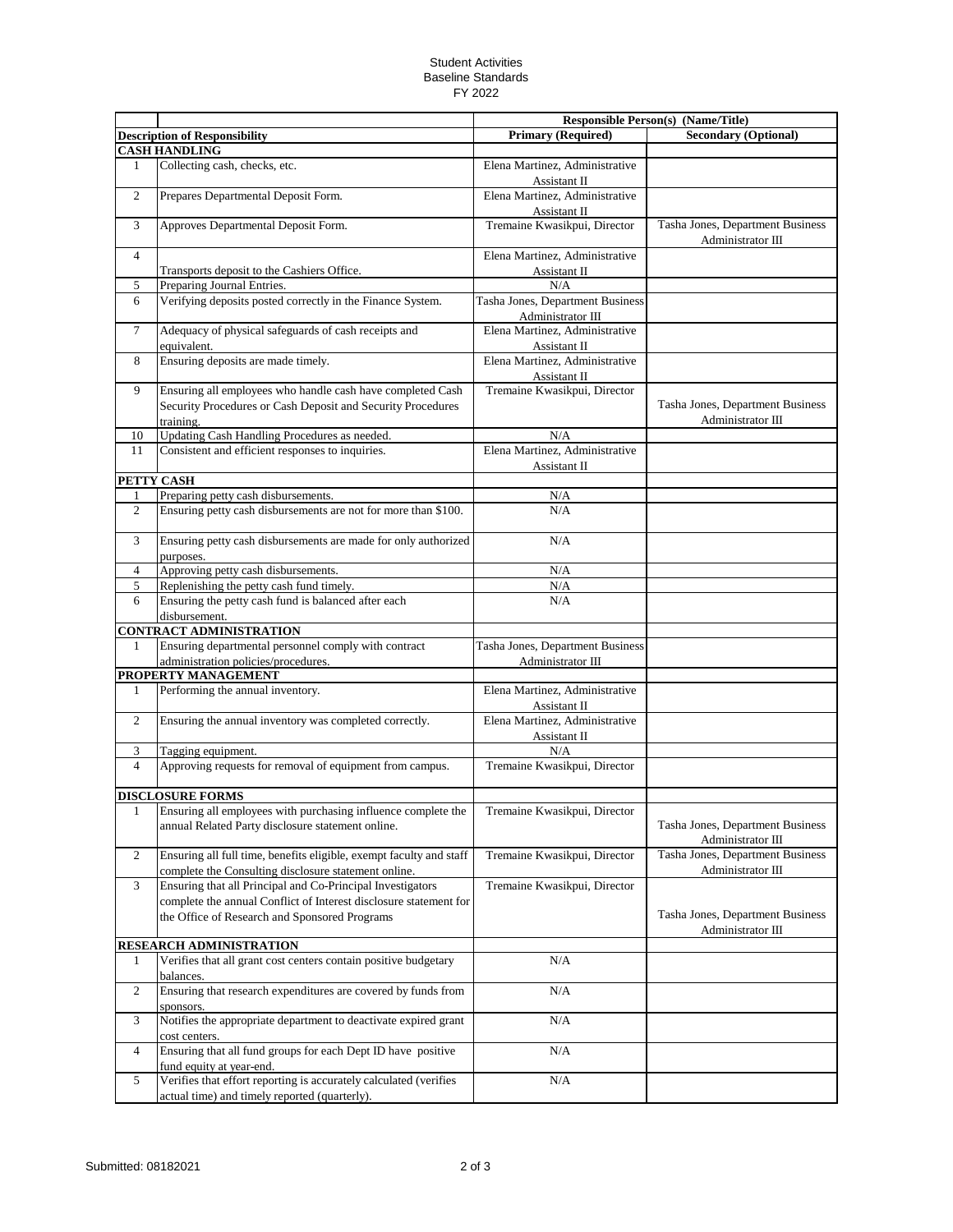Student Activities
Baseline Standards
FY 2022

| | | Responsible Person(s) (Name/Title) | |
|---|---|---|---|
| **Description of Responsibility** | | **Primary (Required)** | **Secondary (Optional)** |
| **CASH HANDLING** | | | |
| 1 | Collecting cash, checks, etc. | Elena Martinez, Administrative Assistant II | |
| 2 | Prepares Departmental Deposit Form. | Elena Martinez, Administrative Assistant II | |
| 3 | Approves Departmental Deposit Form. | Tremaine Kwasikpui, Director | Tasha Jones, Department Business Administrator III |
| 4 | Transports deposit to the Cashiers Office. | Elena Martinez, Administrative Assistant II | |
| 5 | Preparing Journal Entries. | N/A | |
| 6 | Verifying deposits posted correctly in the Finance System. | Tasha Jones, Department Business Administrator III | |
| 7 | Adequacy of physical safeguards of cash receipts and equivalent. | Elena Martinez, Administrative Assistant II | |
| 8 | Ensuring deposits are made timely. | Elena Martinez, Administrative Assistant II | |
| 9 | Ensuring all employees who handle cash have completed Cash Security Procedures or Cash Deposit and Security Procedures training. | Tremaine Kwasikpui, Director | Tasha Jones, Department Business Administrator III |
| 10 | Updating Cash Handling Procedures as needed. | N/A | |
| 11 | Consistent and efficient responses to inquiries. | Elena Martinez, Administrative Assistant II | |
| **PETTY CASH** | | | |
| 1 | Preparing petty cash disbursements. | N/A | |
| 2 | Ensuring petty cash disbursements are not for more than $100. | N/A | |
| 3 | Ensuring petty cash disbursements are made for only authorized purposes. | N/A | |
| 4 | Approving petty cash disbursements. | N/A | |
| 5 | Replenishing the petty cash fund timely. | N/A | |
| 6 | Ensuring the petty cash fund is balanced after each disbursement. | N/A | |
| **CONTRACT ADMINISTRATION** | | | |
| 1 | Ensuring departmental personnel comply with contract administration policies/procedures. | Tasha Jones, Department Business Administrator III | |
| **PROPERTY MANAGEMENT** | | | |
| 1 | Performing the annual inventory. | Elena Martinez, Administrative Assistant II | |
| 2 | Ensuring the annual inventory was completed correctly. | Elena Martinez, Administrative Assistant II | |
| 3 | Tagging equipment. | N/A | |
| 4 | Approving requests for removal of equipment from campus. | Tremaine Kwasikpui, Director | |
| **DISCLOSURE FORMS** | | | |
| 1 | Ensuring all employees with purchasing influence complete the annual Related Party disclosure statement online. | Tremaine Kwasikpui, Director | Tasha Jones, Department Business Administrator III |
| 2 | Ensuring all full time, benefits eligible, exempt faculty and staff complete the Consulting disclosure statement online. | Tremaine Kwasikpui, Director | Tasha Jones, Department Business Administrator III |
| 3 | Ensuring that all Principal and Co-Principal Investigators complete the annual Conflict of Interest disclosure statement for the Office of Research and Sponsored Programs | Tremaine Kwasikpui, Director | Tasha Jones, Department Business Administrator III |
| **RESEARCH ADMINISTRATION** | | | |
| 1 | Verifies that all grant cost centers contain positive budgetary balances. | N/A | |
| 2 | Ensuring that research expenditures are covered by funds from sponsors. | N/A | |
| 3 | Notifies the appropriate department to deactivate expired grant cost centers. | N/A | |
| 4 | Ensuring that all fund groups for each Dept ID have positive fund equity at year-end. | N/A | |
| 5 | Verifies that effort reporting is accurately calculated (verifies actual time) and timely reported (quarterly). | N/A | |

Submitted: 08182021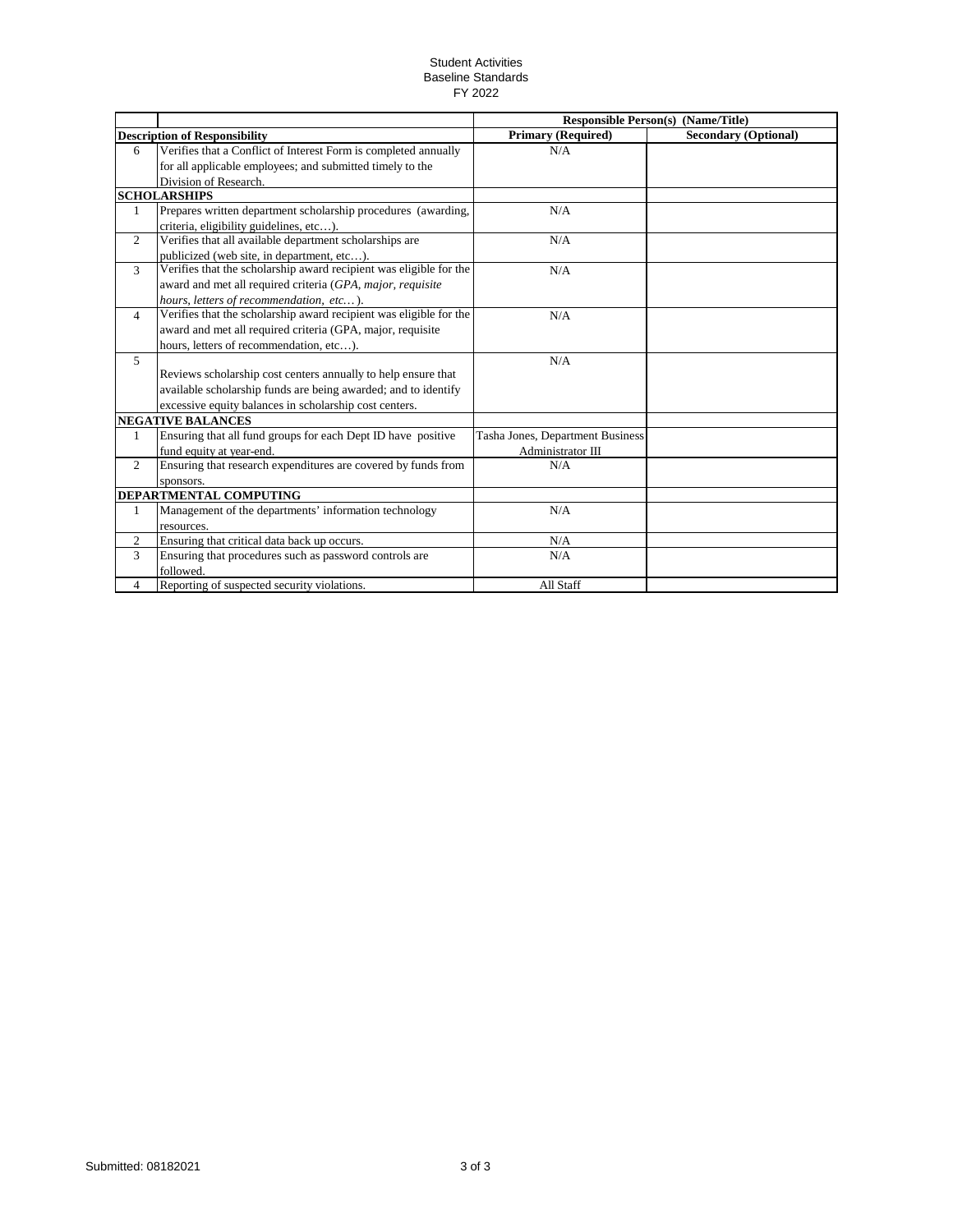Student Activities
Baseline Standards
FY 2022

| | | Responsible Person(s) (Name/Title) | |
|---|---|---|---|
| **Description of Responsibility** | | **Primary (Required)** | **Secondary (Optional)** |
| 6 | Verifies that a Conflict of Interest Form is completed annually for all applicable employees; and submitted timely to the Division of Research. | N/A | |
| **SCHOLARSHIPS** | | | |
| 1 | Prepares written department scholarship procedures (awarding, criteria, eligibility guidelines, etc…). | N/A | |
| 2 | Verifies that all available department scholarships are publicized (web site, in department, etc…). | N/A | |
| 3 | Verifies that the scholarship award recipient was eligible for the award and met all required criteria (*GPA, major, requisite hours, letters of recommendation, etc…*). | N/A | |
| 4 | Verifies that the scholarship award recipient was eligible for the award and met all required criteria (GPA, major, requisite hours, letters of recommendation, etc…). | N/A | |
| 5 | Reviews scholarship cost centers annually to help ensure that available scholarship funds are being awarded; and to identify excessive equity balances in scholarship cost centers. | N/A | |
| **NEGATIVE BALANCES** | | | |
| 1 | Ensuring that all fund groups for each Dept ID have positive fund equity at year-end. | Tasha Jones, Department Business Administrator III | |
| 2 | Ensuring that research expenditures are covered by funds from sponsors. | N/A | |
| **DEPARTMENTAL COMPUTING** | | | |
| 1 | Management of the departments' information technology resources. | N/A | |
| 2 | Ensuring that critical data back up occurs. | N/A | |
| 3 | Ensuring that procedures such as password controls are followed. | N/A | |
| 4 | Reporting of suspected security violations. | All Staff | |

Submitted: 08182021